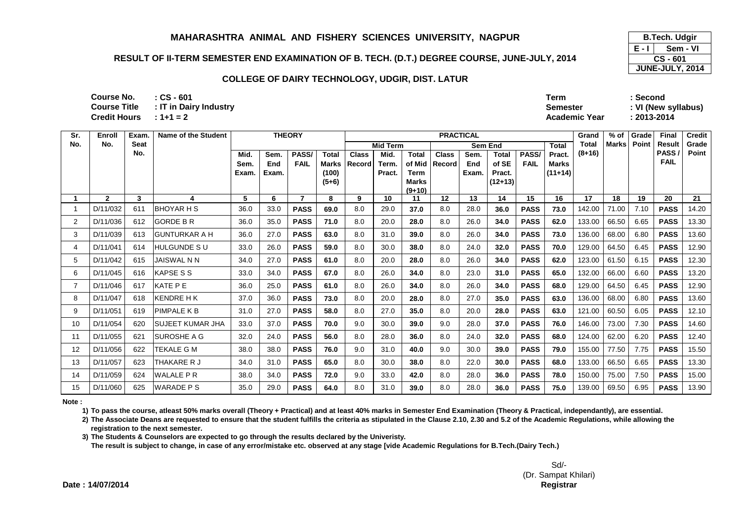# MAHARASHTRA ANIMAL AND FISHERY SCIENCES UNIVERSITY, NAGPUR

## RESULT OF II-TERM SEMESTER END EXAMINATION OF B. TECH. (D.T.) DEGREE COURSE, JUNE-JULY, 2014

### COLLEGE OF DAIRY TECHNOLOGY, UDGIR, DIST. LATUR

| B.Tech. Udgir | |
|---|---|
| E - I | Sem - VI |
| CS - 601 | |
| JUNE-JULY, 2014 | |

**Course No.** : CS - 601
**Course Title** : IT in Dairy Industry
**Credit Hours** : 1+1 = 2

**Term** : Second
**Semester** : VI (New syllabus)
**Academic Year** : 2013-2014

| Sr. No. | Enroll No. | Exam. Seat No. | Name of the Student | THEORY | | | | PRACTICAL | | | | | | | | | Grand Total (8+16) | % of Marks | Grade Point | Final Result PASS / FAIL | Credit Grade Point |
|---|---|---|---|---|---|---|---|---|---|---|---|---|---|---|---|---|---|---|---|---|---|
| | | | | Mid. Sem. Exam. | Sem. End Exam. | PASS/ FAIL | Total Marks (100) (5+6) | Mid Term | | | Sem End | | | | Total Pract. Marks (11+14) | | | | | | |
| | | | | | | | | Class Record | Mid. Term. Pract. | Total of Mid Term Marks (9+10) | Class Record | Sem. End Exam. | Total of SE Pract. (12+13) | PASS/ FAIL | | | | | | | |
| 1 | 2 | 3 | 4 | 5 | 6 | 7 | 8 | 9 | 10 | 11 | 12 | 13 | 14 | 15 | 16 | 17 | 18 | 19 | 20 | 21 |
| 1 | D/11/032 | 611 | BHOYAR H S | 36.0 | 33.0 | **PASS** | **69.0** | 8.0 | 29.0 | **37.0** | 8.0 | 28.0 | **36.0** | **PASS** | **73.0** | 142.00 | 71.00 | 7.10 | **PASS** | 14.20 |
| 2 | D/11/036 | 612 | GORDE B R | 36.0 | 35.0 | **PASS** | **71.0** | 8.0 | 20.0 | **28.0** | 8.0 | 26.0 | **34.0** | **PASS** | **62.0** | 133.00 | 66.50 | 6.65 | **PASS** | 13.30 |
| 3 | D/11/039 | 613 | GUNTURKAR A H | 36.0 | 27.0 | **PASS** | **63.0** | 8.0 | 31.0 | **39.0** | 8.0 | 26.0 | **34.0** | **PASS** | **73.0** | 136.00 | 68.00 | 6.80 | **PASS** | 13.60 |
| 4 | D/11/041 | 614 | HULGUNDE S U | 33.0 | 26.0 | **PASS** | **59.0** | 8.0 | 30.0 | **38.0** | 8.0 | 24.0 | **32.0** | **PASS** | **70.0** | 129.00 | 64.50 | 6.45 | **PASS** | 12.90 |
| 5 | D/11/042 | 615 | JAISWAL N N | 34.0 | 27.0 | **PASS** | **61.0** | 8.0 | 20.0 | **28.0** | 8.0 | 26.0 | **34.0** | **PASS** | **62.0** | 123.00 | 61.50 | 6.15 | **PASS** | 12.30 |
| 6 | D/11/045 | 616 | KAPSE S S | 33.0 | 34.0 | **PASS** | **67.0** | 8.0 | 26.0 | **34.0** | 8.0 | 23.0 | **31.0** | **PASS** | **65.0** | 132.00 | 66.00 | 6.60 | **PASS** | 13.20 |
| 7 | D/11/046 | 617 | KATE P E | 36.0 | 25.0 | **PASS** | **61.0** | 8.0 | 26.0 | **34.0** | 8.0 | 26.0 | **34.0** | **PASS** | **68.0** | 129.00 | 64.50 | 6.45 | **PASS** | 12.90 |
| 8 | D/11/047 | 618 | KENDRE H K | 37.0 | 36.0 | **PASS** | **73.0** | 8.0 | 20.0 | **28.0** | 8.0 | 27.0 | **35.0** | **PASS** | **63.0** | 136.00 | 68.00 | 6.80 | **PASS** | 13.60 |
| 9 | D/11/051 | 619 | PIMPALE K B | 31.0 | 27.0 | **PASS** | **58.0** | 8.0 | 27.0 | **35.0** | 8.0 | 20.0 | **28.0** | **PASS** | **63.0** | 121.00 | 60.50 | 6.05 | **PASS** | 12.10 |
| 10 | D/11/054 | 620 | SUJEET KUMAR JHA | 33.0 | 37.0 | **PASS** | **70.0** | 9.0 | 30.0 | **39.0** | 9.0 | 28.0 | **37.0** | **PASS** | **76.0** | 146.00 | 73.00 | 7.30 | **PASS** | 14.60 |
| 11 | D/11/055 | 621 | SUROSHE A G | 32.0 | 24.0 | **PASS** | **56.0** | 8.0 | 28.0 | **36.0** | 8.0 | 24.0 | **32.0** | **PASS** | **68.0** | 124.00 | 62.00 | 6.20 | **PASS** | 12.40 |
| 12 | D/11/056 | 622 | TEKALE G M | 38.0 | 38.0 | **PASS** | **76.0** | 9.0 | 31.0 | **40.0** | 9.0 | 30.0 | **39.0** | **PASS** | **79.0** | 155.00 | 77.50 | 7.75 | **PASS** | 15.50 |
| 13 | D/11/057 | 623 | THAKARE R J | 34.0 | 31.0 | **PASS** | **65.0** | 8.0 | 30.0 | **38.0** | 8.0 | 22.0 | **30.0** | **PASS** | **68.0** | 133.00 | 66.50 | 6.65 | **PASS** | 13.30 |
| 14 | D/11/059 | 624 | WALALE P R | 38.0 | 34.0 | **PASS** | **72.0** | 9.0 | 33.0 | **42.0** | 8.0 | 28.0 | **36.0** | **PASS** | **78.0** | 150.00 | 75.00 | 7.50 | **PASS** | 15.00 |
| 15 | D/11/060 | 625 | WARADE P S | 35.0 | 29.0 | **PASS** | **64.0** | 8.0 | 31.0 | **39.0** | 8.0 | 28.0 | **36.0** | **PASS** | **75.0** | 139.00 | 69.50 | 6.95 | **PASS** | 13.90 |

**Note :**

**1) To pass the course, atleast 50% marks overall (Theory + Practical) and at least 40% marks in Semester End Examination (Theory & Practical, independantly), are essential.**

**2) The Associate Deans are requested to ensure that the student fulfills the criteria as stipulated in the Clause 2.10, 2.30 and 5.2 of the Academic Regulations, while allowing the registration to the next semester.**

**3) The Students & Counselors are expected to go through the results declared by the Univeristy.**
**The result is subject to change, in case of any error/mistake etc. observed at any stage [vide Academic Regulations for B.Tech.(Dairy Tech.)**

Sd/-
(Dr. Sampat Khilari)
**Registrar**

**Date : 14/07/2014**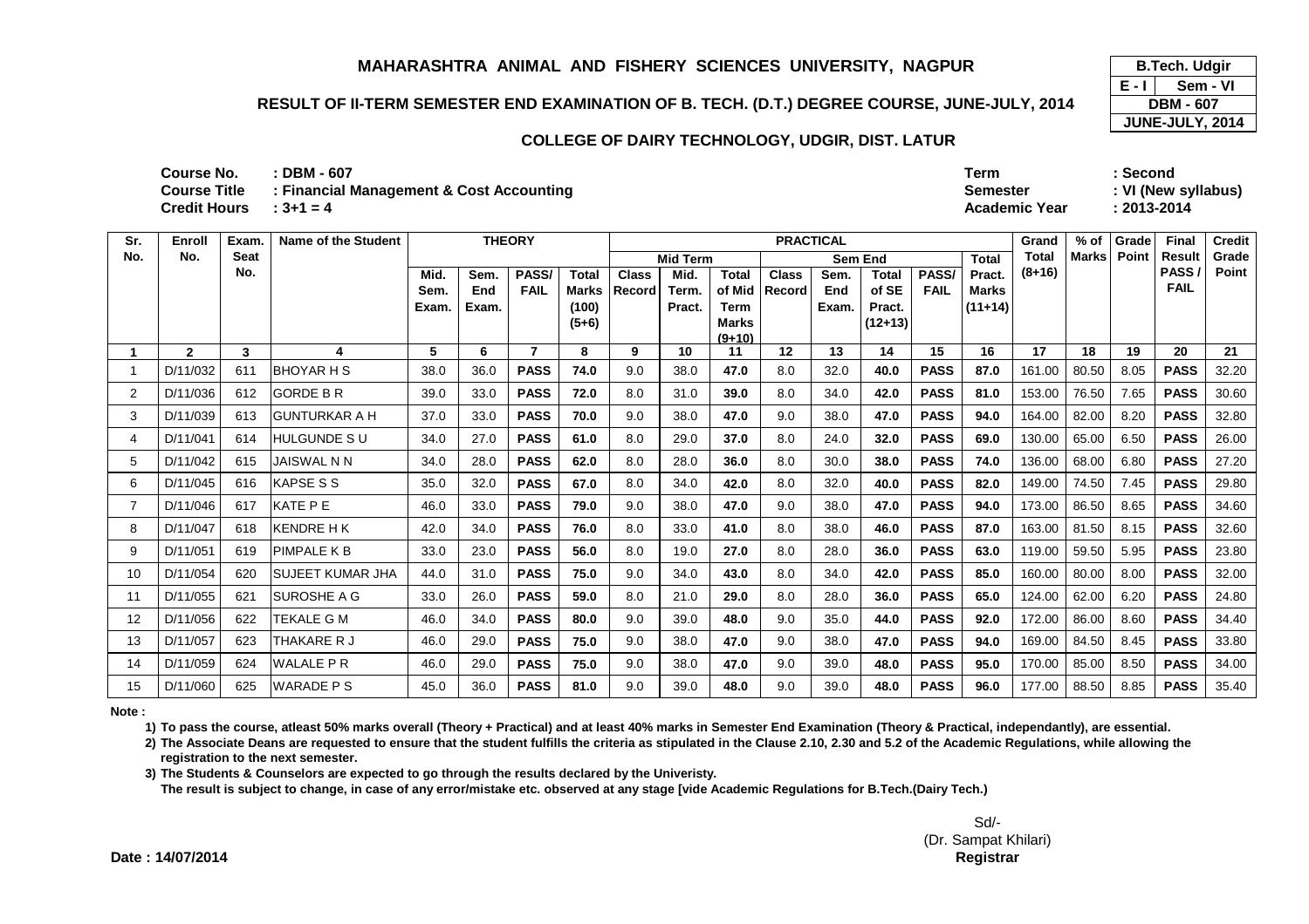# MAHARASHTRA ANIMAL AND FISHERY SCIENCES UNIVERSITY, NAGPUR

## RESULT OF II-TERM SEMESTER END EXAMINATION OF B. TECH. (D.T.) DEGREE COURSE, JUNE-JULY, 2014

### COLLEGE OF DAIRY TECHNOLOGY, UDGIR, DIST. LATUR

| B.Tech. Udgir | |
|---|---|
| E - I | Sem - VI |
| DBM - 607 | |
| JUNE-JULY, 2014 | |

**Course No.** : DBM - 607
**Course Title** : Financial Management & Cost Accounting
**Credit Hours** : 3+1 = 4

**Term** : Second
**Semester** : VI (New syllabus)
**Academic Year** : 2013-2014

| Sr. No. | Enroll No. | Exam. Seat No. | Name of the Student | THEORY | | | | PRACTICAL | | | | | | | | | Grand Total (8+16) | % of Marks | Grade Point | Final Result PASS / FAIL | Credit Grade Point |
|---|---|---|---|---|---|---|---|---|---|---|---|---|---|---|---|---|---|---|---|---|---|
| | | | | | | | | Mid Term | | | Sem End | | | | Total Pract. Marks (11+14) | | | | | | |
| | | | | Mid. Sem. Exam. | Sem. End Exam. | PASS/ FAIL | Total Marks (100) (5+6) | Class Record | Mid. Term. Pract. | Total of Mid Term Marks (9+10) | Class Record | Sem. End Exam. | Total of SE Pract. (12+13) | PASS/ FAIL | | | | | | | |
| 1 | 2 | 3 | 4 | 5 | 6 | 7 | 8 | 9 | 10 | 11 | 12 | 13 | 14 | 15 | 16 | | 17 | 18 | 19 | 20 | 21 |
| 1 | D/11/032 | 611 | BHOYAR H S | 38.0 | 36.0 | **PASS** | **74.0** | 9.0 | 38.0 | **47.0** | 8.0 | 32.0 | **40.0** | **PASS** | **87.0** | | 161.00 | 80.50 | 8.05 | **PASS** | 32.20 |
| 2 | D/11/036 | 612 | GORDE B R | 39.0 | 33.0 | **PASS** | **72.0** | 8.0 | 31.0 | **39.0** | 8.0 | 34.0 | **42.0** | **PASS** | **81.0** | | 153.00 | 76.50 | 7.65 | **PASS** | 30.60 |
| 3 | D/11/039 | 613 | GUNTURKAR A H | 37.0 | 33.0 | **PASS** | **70.0** | 9.0 | 38.0 | **47.0** | 9.0 | 38.0 | **47.0** | **PASS** | **94.0** | | 164.00 | 82.00 | 8.20 | **PASS** | 32.80 |
| 4 | D/11/041 | 614 | HULGUNDE S U | 34.0 | 27.0 | **PASS** | **61.0** | 8.0 | 29.0 | **37.0** | 8.0 | 24.0 | **32.0** | **PASS** | **69.0** | | 130.00 | 65.00 | 6.50 | **PASS** | 26.00 |
| 5 | D/11/042 | 615 | JAISWAL N N | 34.0 | 28.0 | **PASS** | **62.0** | 8.0 | 28.0 | **36.0** | 8.0 | 30.0 | **38.0** | **PASS** | **74.0** | | 136.00 | 68.00 | 6.80 | **PASS** | 27.20 |
| 6 | D/11/045 | 616 | KAPSE S S | 35.0 | 32.0 | **PASS** | **67.0** | 8.0 | 34.0 | **42.0** | 8.0 | 32.0 | **40.0** | **PASS** | **82.0** | | 149.00 | 74.50 | 7.45 | **PASS** | 29.80 |
| 7 | D/11/046 | 617 | KATE P E | 46.0 | 33.0 | **PASS** | **79.0** | 9.0 | 38.0 | **47.0** | 9.0 | 38.0 | **47.0** | **PASS** | **94.0** | | 173.00 | 86.50 | 8.65 | **PASS** | 34.60 |
| 8 | D/11/047 | 618 | KENDRE H K | 42.0 | 34.0 | **PASS** | **76.0** | 8.0 | 33.0 | **41.0** | 8.0 | 38.0 | **46.0** | **PASS** | **87.0** | | 163.00 | 81.50 | 8.15 | **PASS** | 32.60 |
| 9 | D/11/051 | 619 | PIMPALE K B | 33.0 | 23.0 | **PASS** | **56.0** | 8.0 | 19.0 | **27.0** | 8.0 | 28.0 | **36.0** | **PASS** | **63.0** | | 119.00 | 59.50 | 5.95 | **PASS** | 23.80 |
| 10 | D/11/054 | 620 | SUJEET KUMAR JHA | 44.0 | 31.0 | **PASS** | **75.0** | 9.0 | 34.0 | **43.0** | 8.0 | 34.0 | **42.0** | **PASS** | **85.0** | | 160.00 | 80.00 | 8.00 | **PASS** | 32.00 |
| 11 | D/11/055 | 621 | SUROSHE A G | 33.0 | 26.0 | **PASS** | **59.0** | 8.0 | 21.0 | **29.0** | 8.0 | 28.0 | **36.0** | **PASS** | **65.0** | | 124.00 | 62.00 | 6.20 | **PASS** | 24.80 |
| 12 | D/11/056 | 622 | TEKALE G M | 46.0 | 34.0 | **PASS** | **80.0** | 9.0 | 39.0 | **48.0** | 9.0 | 35.0 | **44.0** | **PASS** | **92.0** | | 172.00 | 86.00 | 8.60 | **PASS** | 34.40 |
| 13 | D/11/057 | 623 | THAKARE R J | 46.0 | 29.0 | **PASS** | **75.0** | 9.0 | 38.0 | **47.0** | 9.0 | 38.0 | **47.0** | **PASS** | **94.0** | | 169.00 | 84.50 | 8.45 | **PASS** | 33.80 |
| 14 | D/11/059 | 624 | WALALE P R | 46.0 | 29.0 | **PASS** | **75.0** | 9.0 | 38.0 | **47.0** | 9.0 | 39.0 | **48.0** | **PASS** | **95.0** | | 170.00 | 85.00 | 8.50 | **PASS** | 34.00 |
| 15 | D/11/060 | 625 | WARADE P S | 45.0 | 36.0 | **PASS** | **81.0** | 9.0 | 39.0 | **48.0** | 9.0 | 39.0 | **48.0** | **PASS** | **96.0** | | 177.00 | 88.50 | 8.85 | **PASS** | 35.40 |

**Note :**

1) To pass the course, atleast 50% marks overall (Theory + Practical) and at least 40% marks in Semester End Examination (Theory & Practical, independantly), are essential.

2) The Associate Deans are requested to ensure that the student fulfills the criteria as stipulated in the Clause 2.10, 2.30 and 5.2 of the Academic Regulations, while allowing the registration to the next semester.

3) The Students & Counselors are expected to go through the results declared by the Univeristy.
The result is subject to change, in case of any error/mistake etc. observed at any stage [vide Academic Regulations for B.Tech.(Dairy Tech.)

**Date : 14/07/2014**

Sd/-
(Dr. Sampat Khilari)
**Registrar**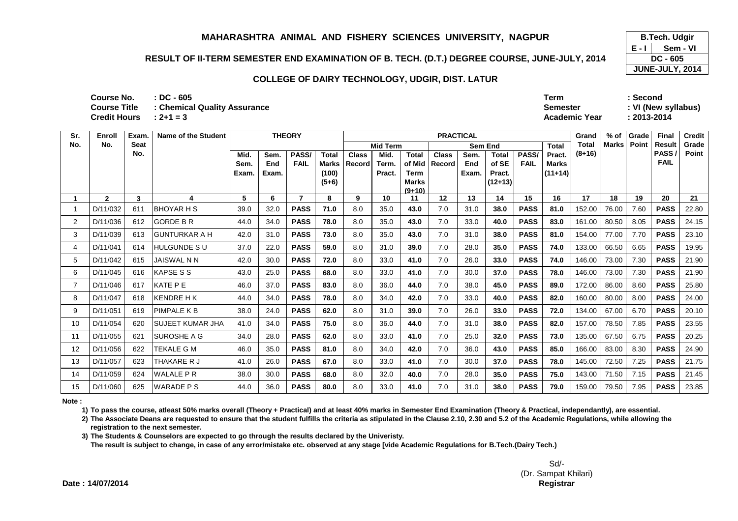# MAHARASHTRA ANIMAL AND FISHERY SCIENCES UNIVERSITY, NAGPUR

## RESULT OF II-TERM SEMESTER END EXAMINATION OF B. TECH. (D.T.) DEGREE COURSE, JUNE-JULY, 2014

### COLLEGE OF DAIRY TECHNOLOGY, UDGIR, DIST. LATUR

| B.Tech. Udgir | |
|---|---|
| E - I | Sem - VI |
| DC - 605 | |
| JUNE-JULY, 2014 | |

**Course No.** : DC - 605
**Course Title** : Chemical Quality Assurance
**Credit Hours** : 2+1 = 3

**Term** : Second
**Semester** : VI (New syllabus)
**Academic Year** : 2013-2014

| Sr. No. | Enroll No. | Exam. Seat No. | Name of the Student | THEORY | | | | PRACTICAL | | | | | | | | Grand Total (8+16) | % of Marks | Grade Point | Final Result PASS / FAIL | Credit Grade Point |
|---|---|---|---|---|---|---|---|---|---|---|---|---|---|---|---|---|---|---|---|---|
| | | | | | | | | Mid Term | | | Sem End | | | | | | | | | |
| | | | | Mid. Sem. Exam. | Sem. End Exam. | PASS/ FAIL | Total Marks (100) (5+6) | Class Record | Mid. Term. Pract. | Total of Mid Term Marks (9+10) | Class Record | Sem. End Exam. | Total of SE Pract. (12+13) | PASS/ FAIL | Total Pract. Marks (11+14) | | | | | |
| 1 | 2 | 3 | 4 | 5 | 6 | 7 | 8 | 9 | 10 | 11 | 12 | 13 | 14 | 15 | 16 | 17 | 18 | 19 | 20 | 21 |
| 1 | D/11/032 | 611 | BHOYAR H S | 39.0 | 32.0 | **PASS** | **71.0** | 8.0 | 35.0 | **43.0** | 7.0 | 31.0 | **38.0** | **PASS** | **81.0** | 152.00 | 76.00 | 7.60 | **PASS** | 22.80 |
| 2 | D/11/036 | 612 | GORDE B R | 44.0 | 34.0 | **PASS** | **78.0** | 8.0 | 35.0 | **43.0** | 7.0 | 33.0 | **40.0** | **PASS** | **83.0** | 161.00 | 80.50 | 8.05 | **PASS** | 24.15 |
| 3 | D/11/039 | 613 | GUNTURKAR A H | 42.0 | 31.0 | **PASS** | **73.0** | 8.0 | 35.0 | **43.0** | 7.0 | 31.0 | **38.0** | **PASS** | **81.0** | 154.00 | 77.00 | 7.70 | **PASS** | 23.10 |
| 4 | D/11/041 | 614 | HULGUNDE S U | 37.0 | 22.0 | **PASS** | **59.0** | 8.0 | 31.0 | **39.0** | 7.0 | 28.0 | **35.0** | **PASS** | **74.0** | 133.00 | 66.50 | 6.65 | **PASS** | 19.95 |
| 5 | D/11/042 | 615 | JAISWAL N N | 42.0 | 30.0 | **PASS** | **72.0** | 8.0 | 33.0 | **41.0** | 7.0 | 26.0 | **33.0** | **PASS** | **74.0** | 146.00 | 73.00 | 7.30 | **PASS** | 21.90 |
| 6 | D/11/045 | 616 | KAPSE S S | 43.0 | 25.0 | **PASS** | **68.0** | 8.0 | 33.0 | **41.0** | 7.0 | 30.0 | **37.0** | **PASS** | **78.0** | 146.00 | 73.00 | 7.30 | **PASS** | 21.90 |
| 7 | D/11/046 | 617 | KATE P E | 46.0 | 37.0 | **PASS** | **83.0** | 8.0 | 36.0 | **44.0** | 7.0 | 38.0 | **45.0** | **PASS** | **89.0** | 172.00 | 86.00 | 8.60 | **PASS** | 25.80 |
| 8 | D/11/047 | 618 | KENDRE H K | 44.0 | 34.0 | **PASS** | **78.0** | 8.0 | 34.0 | **42.0** | 7.0 | 33.0 | **40.0** | **PASS** | **82.0** | 160.00 | 80.00 | 8.00 | **PASS** | 24.00 |
| 9 | D/11/051 | 619 | PIMPALE K B | 38.0 | 24.0 | **PASS** | **62.0** | 8.0 | 31.0 | **39.0** | 7.0 | 26.0 | **33.0** | **PASS** | **72.0** | 134.00 | 67.00 | 6.70 | **PASS** | 20.10 |
| 10 | D/11/054 | 620 | SUJEET KUMAR JHA | 41.0 | 34.0 | **PASS** | **75.0** | 8.0 | 36.0 | **44.0** | 7.0 | 31.0 | **38.0** | **PASS** | **82.0** | 157.00 | 78.50 | 7.85 | **PASS** | 23.55 |
| 11 | D/11/055 | 621 | SUROSHE A G | 34.0 | 28.0 | **PASS** | **62.0** | 8.0 | 33.0 | **41.0** | 7.0 | 25.0 | **32.0** | **PASS** | **73.0** | 135.00 | 67.50 | 6.75 | **PASS** | 20.25 |
| 12 | D/11/056 | 622 | TEKALE G M | 46.0 | 35.0 | **PASS** | **81.0** | 8.0 | 34.0 | **42.0** | 7.0 | 36.0 | **43.0** | **PASS** | **85.0** | 166.00 | 83.00 | 8.30 | **PASS** | 24.90 |
| 13 | D/11/057 | 623 | THAKARE R J | 41.0 | 26.0 | **PASS** | **67.0** | 8.0 | 33.0 | **41.0** | 7.0 | 30.0 | **37.0** | **PASS** | **78.0** | 145.00 | 72.50 | 7.25 | **PASS** | 21.75 |
| 14 | D/11/059 | 624 | WALALE P R | 38.0 | 30.0 | **PASS** | **68.0** | 8.0 | 32.0 | **40.0** | 7.0 | 28.0 | **35.0** | **PASS** | **75.0** | 143.00 | 71.50 | 7.15 | **PASS** | 21.45 |
| 15 | D/11/060 | 625 | WARADE P S | 44.0 | 36.0 | **PASS** | **80.0** | 8.0 | 33.0 | **41.0** | 7.0 | 31.0 | **38.0** | **PASS** | **79.0** | 159.00 | 79.50 | 7.95 | **PASS** | 23.85 |

**Note :**

**1) To pass the course, atleast 50% marks overall (Theory + Practical) and at least 40% marks in Semester End Examination (Theory & Practical, independantly), are essential.**

**2) The Associate Deans are requested to ensure that the student fulfills the criteria as stipulated in the Clause 2.10, 2.30 and 5.2 of the Academic Regulations, while allowing the registration to the next semester.**

**3) The Students & Counselors are expected to go through the results declared by the Univeristy.**
**The result is subject to change, in case of any error/mistake etc. observed at any stage [vide Academic Regulations for B.Tech.(Dairy Tech.)**

**Date : 14/07/2014**

Sd/-
(Dr. Sampat Khilari)
**Registrar**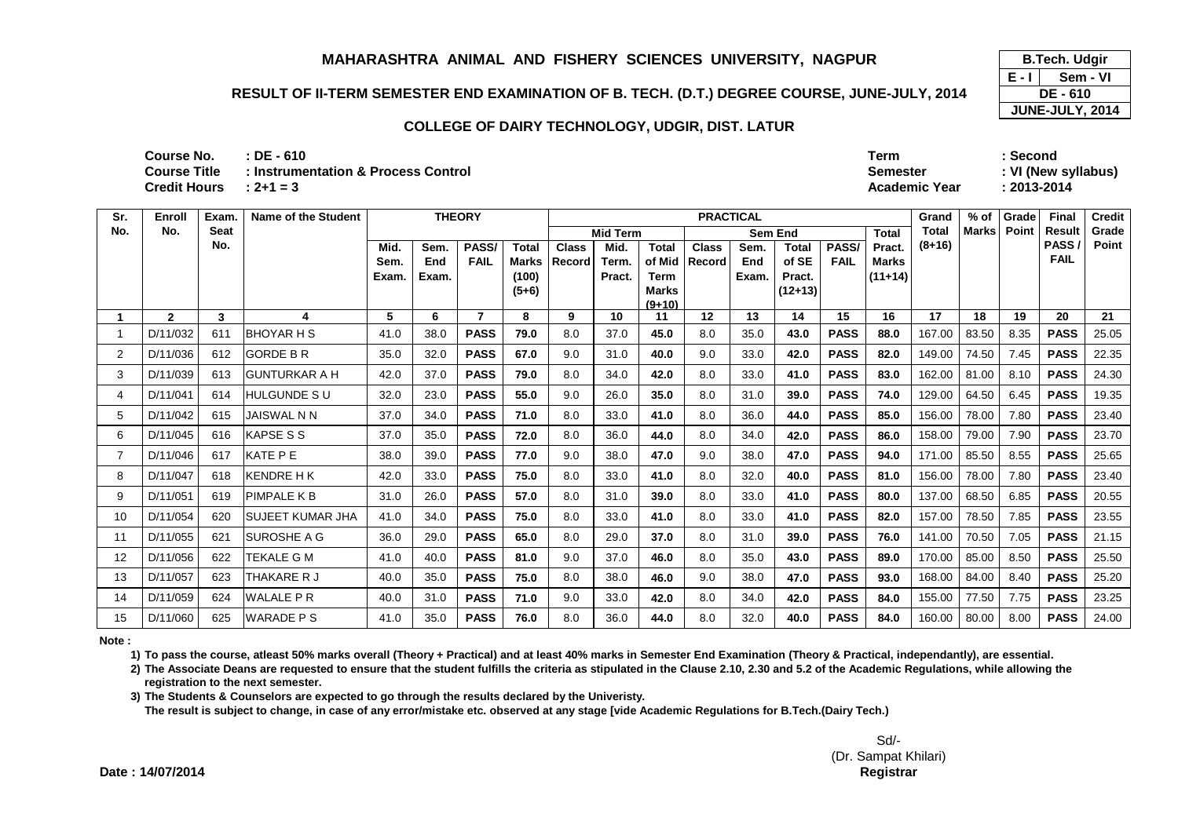# MAHARASHTRA ANIMAL AND FISHERY SCIENCES UNIVERSITY, NAGPUR

| B.Tech. Udgir | |
|---|---|
| E - I | Sem - VI |
| DE - 610 | |
| JUNE-JULY, 2014 | |

## RESULT OF II-TERM SEMESTER END EXAMINATION OF B. TECH. (D.T.) DEGREE COURSE, JUNE-JULY, 2014

### COLLEGE OF DAIRY TECHNOLOGY, UDGIR, DIST. LATUR

**Course No.** : **DE - 610**
**Course Title** : **Instrumentation & Process Control**
**Credit Hours** : **2+1 = 3**

**Term** : **Second**
**Semester** : **VI (New syllabus)**
**Academic Year** : **2013-2014**

| Sr. No. | Enroll No. | Exam. Seat No. | Name of the Student | THEORY | | | | PRACTICAL | | | | | | | | Grand Total (8+16) | % of Marks | Grade Point | Final Result PASS / FAIL | Credit Grade Point |
|---|---|---|---|---|---|---|---|---|---|---|---|---|---|---|---|---|---|---|---|---|
| | | | | Mid. Sem. Exam. | Sem. End Exam. | PASS/ FAIL | Total Marks (100) (5+6) | Mid Term | | | Sem End | | | | Total Pract. Marks (11+14) | | | | | |
| | | | | | | | | Class Record | Mid. Term. Pract. | Total of Mid Term Marks (9+10) | Class Record | Sem. End Exam. | Total of SE Pract. (12+13) | PASS/ FAIL | | | | | | |
| 1 | 2 | 3 | 4 | 5 | 6 | 7 | 8 | 9 | 10 | 11 | 12 | 13 | 14 | 15 | 16 | 17 | 18 | 19 | 20 | 21 |
| 1 | D/11/032 | 611 | BHOYAR H S | 41.0 | 38.0 | **PASS** | **79.0** | 8.0 | 37.0 | **45.0** | 8.0 | 35.0 | **43.0** | **PASS** | **88.0** | 167.00 | 83.50 | 8.35 | **PASS** | 25.05 |
| 2 | D/11/036 | 612 | GORDE B R | 35.0 | 32.0 | **PASS** | **67.0** | 9.0 | 31.0 | **40.0** | 9.0 | 33.0 | **42.0** | **PASS** | **82.0** | 149.00 | 74.50 | 7.45 | **PASS** | 22.35 |
| 3 | D/11/039 | 613 | GUNTURKAR A H | 42.0 | 37.0 | **PASS** | **79.0** | 8.0 | 34.0 | **42.0** | 8.0 | 33.0 | **41.0** | **PASS** | **83.0** | 162.00 | 81.00 | 8.10 | **PASS** | 24.30 |
| 4 | D/11/041 | 614 | HULGUNDE S U | 32.0 | 23.0 | **PASS** | **55.0** | 9.0 | 26.0 | **35.0** | 8.0 | 31.0 | **39.0** | **PASS** | **74.0** | 129.00 | 64.50 | 6.45 | **PASS** | 19.35 |
| 5 | D/11/042 | 615 | JAISWAL N N | 37.0 | 34.0 | **PASS** | **71.0** | 8.0 | 33.0 | **41.0** | 8.0 | 36.0 | **44.0** | **PASS** | **85.0** | 156.00 | 78.00 | 7.80 | **PASS** | 23.40 |
| 6 | D/11/045 | 616 | KAPSE S S | 37.0 | 35.0 | **PASS** | **72.0** | 8.0 | 36.0 | **44.0** | 8.0 | 34.0 | **42.0** | **PASS** | **86.0** | 158.00 | 79.00 | 7.90 | **PASS** | 23.70 |
| 7 | D/11/046 | 617 | KATE P E | 38.0 | 39.0 | **PASS** | **77.0** | 9.0 | 38.0 | **47.0** | 9.0 | 38.0 | **47.0** | **PASS** | **94.0** | 171.00 | 85.50 | 8.55 | **PASS** | 25.65 |
| 8 | D/11/047 | 618 | KENDRE H K | 42.0 | 33.0 | **PASS** | **75.0** | 8.0 | 33.0 | **41.0** | 8.0 | 32.0 | **40.0** | **PASS** | **81.0** | 156.00 | 78.00 | 7.80 | **PASS** | 23.40 |
| 9 | D/11/051 | 619 | PIMPALE K B | 31.0 | 26.0 | **PASS** | **57.0** | 8.0 | 31.0 | **39.0** | 8.0 | 33.0 | **41.0** | **PASS** | **80.0** | 137.00 | 68.50 | 6.85 | **PASS** | 20.55 |
| 10 | D/11/054 | 620 | SUJEET KUMAR JHA | 41.0 | 34.0 | **PASS** | **75.0** | 8.0 | 33.0 | **41.0** | 8.0 | 33.0 | **41.0** | **PASS** | **82.0** | 157.00 | 78.50 | 7.85 | **PASS** | 23.55 |
| 11 | D/11/055 | 621 | SUROSHE A G | 36.0 | 29.0 | **PASS** | **65.0** | 8.0 | 29.0 | **37.0** | 8.0 | 31.0 | **39.0** | **PASS** | **76.0** | 141.00 | 70.50 | 7.05 | **PASS** | 21.15 |
| 12 | D/11/056 | 622 | TEKALE G M | 41.0 | 40.0 | **PASS** | **81.0** | 9.0 | 37.0 | **46.0** | 8.0 | 35.0 | **43.0** | **PASS** | **89.0** | 170.00 | 85.00 | 8.50 | **PASS** | 25.50 |
| 13 | D/11/057 | 623 | THAKARE R J | 40.0 | 35.0 | **PASS** | **75.0** | 8.0 | 38.0 | **46.0** | 9.0 | 38.0 | **47.0** | **PASS** | **93.0** | 168.00 | 84.00 | 8.40 | **PASS** | 25.20 |
| 14 | D/11/059 | 624 | WALALE P R | 40.0 | 31.0 | **PASS** | **71.0** | 9.0 | 33.0 | **42.0** | 8.0 | 34.0 | **42.0** | **PASS** | **84.0** | 155.00 | 77.50 | 7.75 | **PASS** | 23.25 |
| 15 | D/11/060 | 625 | WARADE P S | 41.0 | 35.0 | **PASS** | **76.0** | 8.0 | 36.0 | **44.0** | 8.0 | 32.0 | **40.0** | **PASS** | **84.0** | 160.00 | 80.00 | 8.00 | **PASS** | 24.00 |

**Note :**

**1) To pass the course, atleast 50% marks overall (Theory + Practical) and at least 40% marks in Semester End Examination (Theory & Practical, independantly), are essential.**

**2) The Associate Deans are requested to ensure that the student fulfills the criteria as stipulated in the Clause 2.10, 2.30 and 5.2 of the Academic Regulations, while allowing the registration to the next semester.**

**3) The Students & Counselors are expected to go through the results declared by the Univeristy.**
**The result is subject to change, in case of any error/mistake etc. observed at any stage [vide Academic Regulations for B.Tech.(Dairy Tech.)**

Sd/-
(Dr. Sampat Khilari)
**Registrar**

**Date : 14/07/2014**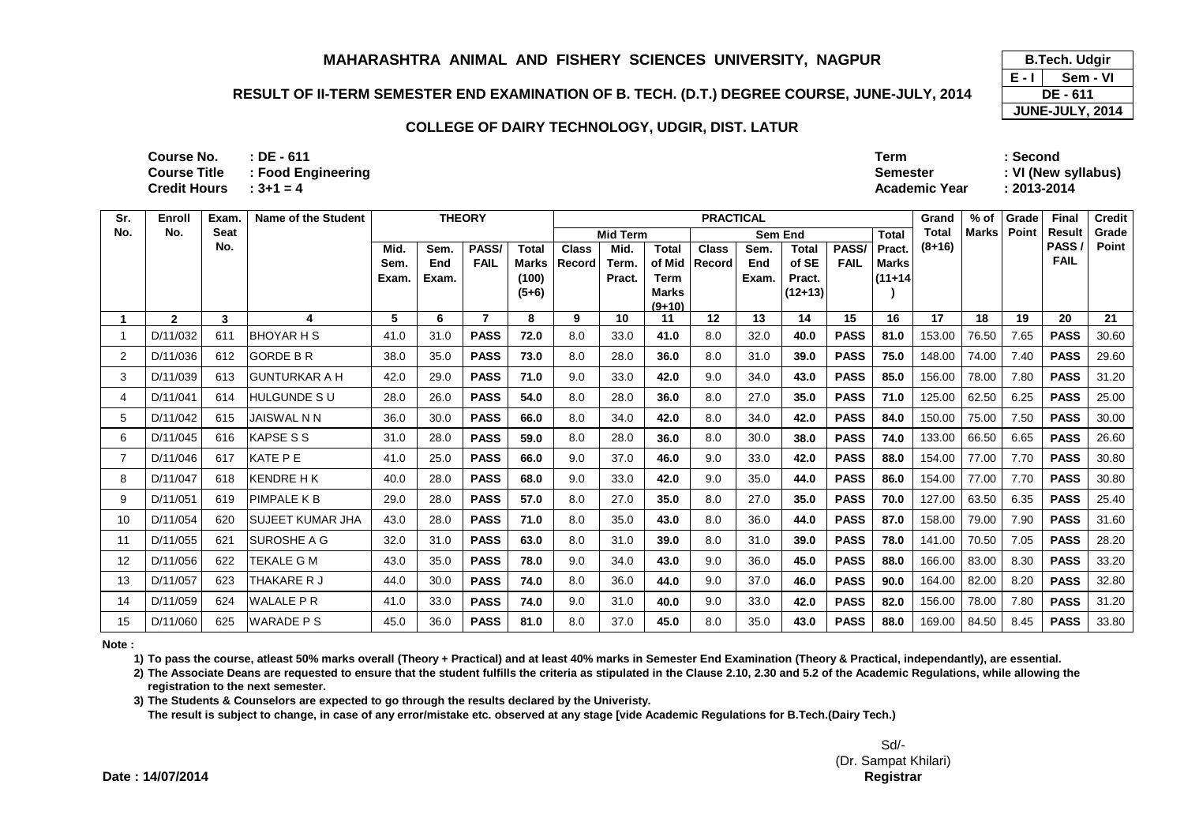# MAHARASHTRA ANIMAL AND FISHERY SCIENCES UNIVERSITY, NAGPUR

## RESULT OF II-TERM SEMESTER END EXAMINATION OF B. TECH. (D.T.) DEGREE COURSE, JUNE-JULY, 2014

### COLLEGE OF DAIRY TECHNOLOGY, UDGIR, DIST. LATUR

| B.Tech. Udgir | |
|---|---|
| E - I | Sem - VI |
| DE - 611 | |
| JUNE-JULY, 2014 | |

**Course No.** : DE - 611
**Course Title** : Food Engineering
**Credit Hours** : 3+1 = 4

**Term** : Second
**Semester** : VI (New syllabus)
**Academic Year** : 2013-2014

| Sr. No. | Enroll No. | Exam. Seat No. | Name of the Student | THEORY | | | | PRACTICAL | | | | | | | | Grand Total (8+16) | % of Marks | Grade Point | Final Result PASS / FAIL | Credit Grade Point |
|---|---|---|---|---|---|---|---|---|---|---|---|---|---|---|---|---|---|---|---|---|
| | | | | | | | | Mid Term | | | Sem End | | | | | | | | | |
| | | | | Mid. Sem. Exam. | Sem. End Exam. | PASS/ FAIL | Total Marks (100) (5+6) | Class Record | Mid. Term. Pract. | Total of Mid Term Marks (9+10) | Class Record | Sem. End Exam. | Total of SE Pract. (12+13) | PASS/ FAIL | Total Pract. Marks (11+14) | | | | | |
| 1 | 2 | 3 | 4 | 5 | 6 | 7 | 8 | 9 | 10 | 11 | 12 | 13 | 14 | 15 | 16 | 17 | 18 | 19 | 20 | 21 |
| 1 | D/11/032 | 611 | BHOYAR H S | 41.0 | 31.0 | **PASS** | **72.0** | 8.0 | 33.0 | **41.0** | 8.0 | 32.0 | **40.0** | **PASS** | **81.0** | 153.00 | 76.50 | 7.65 | **PASS** | 30.60 |
| 2 | D/11/036 | 612 | GORDE B R | 38.0 | 35.0 | **PASS** | **73.0** | 8.0 | 28.0 | **36.0** | 8.0 | 31.0 | **39.0** | **PASS** | **75.0** | 148.00 | 74.00 | 7.40 | **PASS** | 29.60 |
| 3 | D/11/039 | 613 | GUNTURKAR A H | 42.0 | 29.0 | **PASS** | **71.0** | 9.0 | 33.0 | **42.0** | 9.0 | 34.0 | **43.0** | **PASS** | **85.0** | 156.00 | 78.00 | 7.80 | **PASS** | 31.20 |
| 4 | D/11/041 | 614 | HULGUNDE S U | 28.0 | 26.0 | **PASS** | **54.0** | 8.0 | 28.0 | **36.0** | 8.0 | 27.0 | **35.0** | **PASS** | **71.0** | 125.00 | 62.50 | 6.25 | **PASS** | 25.00 |
| 5 | D/11/042 | 615 | JAISWAL N N | 36.0 | 30.0 | **PASS** | **66.0** | 8.0 | 34.0 | **42.0** | 8.0 | 34.0 | **42.0** | **PASS** | **84.0** | 150.00 | 75.00 | 7.50 | **PASS** | 30.00 |
| 6 | D/11/045 | 616 | KAPSE S S | 31.0 | 28.0 | **PASS** | **59.0** | 8.0 | 28.0 | **36.0** | 8.0 | 30.0 | **38.0** | **PASS** | **74.0** | 133.00 | 66.50 | 6.65 | **PASS** | 26.60 |
| 7 | D/11/046 | 617 | KATE P E | 41.0 | 25.0 | **PASS** | **66.0** | 9.0 | 37.0 | **46.0** | 9.0 | 33.0 | **42.0** | **PASS** | **88.0** | 154.00 | 77.00 | 7.70 | **PASS** | 30.80 |
| 8 | D/11/047 | 618 | KENDRE H K | 40.0 | 28.0 | **PASS** | **68.0** | 9.0 | 33.0 | **42.0** | 9.0 | 35.0 | **44.0** | **PASS** | **86.0** | 154.00 | 77.00 | 7.70 | **PASS** | 30.80 |
| 9 | D/11/051 | 619 | PIMPALE K B | 29.0 | 28.0 | **PASS** | **57.0** | 8.0 | 27.0 | **35.0** | 8.0 | 27.0 | **35.0** | **PASS** | **70.0** | 127.00 | 63.50 | 6.35 | **PASS** | 25.40 |
| 10 | D/11/054 | 620 | SUJEET KUMAR JHA | 43.0 | 28.0 | **PASS** | **71.0** | 8.0 | 35.0 | **43.0** | 8.0 | 36.0 | **44.0** | **PASS** | **87.0** | 158.00 | 79.00 | 7.90 | **PASS** | 31.60 |
| 11 | D/11/055 | 621 | SUROSHE A G | 32.0 | 31.0 | **PASS** | **63.0** | 8.0 | 31.0 | **39.0** | 8.0 | 31.0 | **39.0** | **PASS** | **78.0** | 141.00 | 70.50 | 7.05 | **PASS** | 28.20 |
| 12 | D/11/056 | 622 | TEKALE G M | 43.0 | 35.0 | **PASS** | **78.0** | 9.0 | 34.0 | **43.0** | 9.0 | 36.0 | **45.0** | **PASS** | **88.0** | 166.00 | 83.00 | 8.30 | **PASS** | 33.20 |
| 13 | D/11/057 | 623 | THAKARE R J | 44.0 | 30.0 | **PASS** | **74.0** | 8.0 | 36.0 | **44.0** | 9.0 | 37.0 | **46.0** | **PASS** | **90.0** | 164.00 | 82.00 | 8.20 | **PASS** | 32.80 |
| 14 | D/11/059 | 624 | WALALE P R | 41.0 | 33.0 | **PASS** | **74.0** | 9.0 | 31.0 | **40.0** | 9.0 | 33.0 | **42.0** | **PASS** | **82.0** | 156.00 | 78.00 | 7.80 | **PASS** | 31.20 |
| 15 | D/11/060 | 625 | WARADE P S | 45.0 | 36.0 | **PASS** | **81.0** | 8.0 | 37.0 | **45.0** | 8.0 | 35.0 | **43.0** | **PASS** | **88.0** | 169.00 | 84.50 | 8.45 | **PASS** | 33.80 |

**Note :**

1) To pass the course, atleast 50% marks overall (Theory + Practical) and at least 40% marks in Semester End Examination (Theory & Practical, independantly), are essential.

2) The Associate Deans are requested to ensure that the student fulfills the criteria as stipulated in the Clause 2.10, 2.30 and 5.2 of the Academic Regulations, while allowing the registration to the next semester.

3) The Students & Counselors are expected to go through the results declared by the Univeristy.
The result is subject to change, in case of any error/mistake etc. observed at any stage [vide Academic Regulations for B.Tech.(Dairy Tech.)

**Date : 14/07/2014**

Sd/-
(Dr. Sampat Khilari)
**Registrar**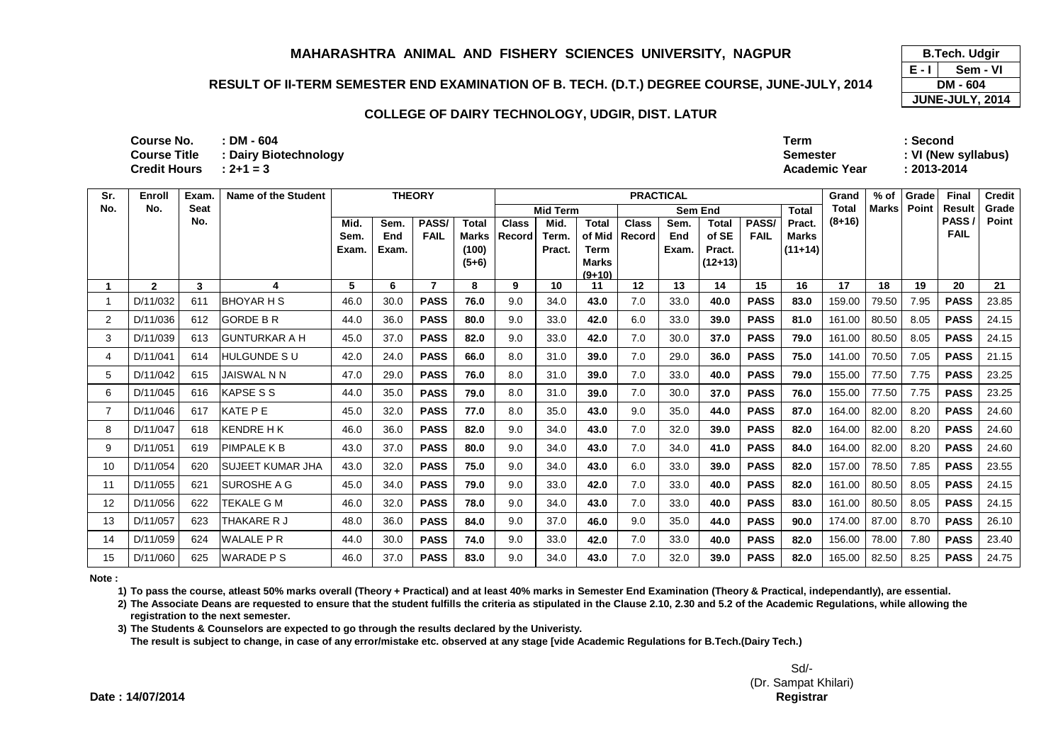# MAHARASHTRA ANIMAL AND FISHERY SCIENCES UNIVERSITY, NAGPUR

| B.Tech. Udgir | |
|---|---|
| E - I | Sem - VI |
| DM - 604 | |
| JUNE-JULY, 2014 | |

## RESULT OF II-TERM SEMESTER END EXAMINATION OF B. TECH. (D.T.) DEGREE COURSE, JUNE-JULY, 2014

### COLLEGE OF DAIRY TECHNOLOGY, UDGIR, DIST. LATUR

**Course No.** : DM - 604
**Course Title** : Dairy Biotechnology
**Credit Hours** : 2+1 = 3

**Term** : Second
**Semester** : VI (New syllabus)
**Academic Year** : 2013-2014

| Sr. No. | Enroll No. | Exam. Seat No. | Name of the Student | THEORY | | | | PRACTICAL | | | | | | | | Grand Total (8+16) | % of Marks | Grade Point | Final Result PASS / FAIL | Credit Grade Point |
|---|---|---|---|---|---|---|---|---|---|---|---|---|---|---|---|---|---|---|---|---|
| | | | | | | | | Mid Term | | | Sem End | | | | | | | | | |
| | | | | Mid. Sem. Exam. | Sem. End Exam. | PASS/ FAIL | Total Marks (100) (5+6) | Class Record | Mid. Term. Pract. | Total of Mid Term Marks (9+10) | Class Record | Sem. End Exam. | Total of SE Pract. (12+13) | PASS/ FAIL | Total Pract. Marks (11+14) | | | | | |
| 1 | 2 | 3 | 4 | 5 | 6 | 7 | 8 | 9 | 10 | 11 | 12 | 13 | 14 | 15 | 16 | 17 | 18 | 19 | 20 | 21 |
| 1 | D/11/032 | 611 | BHOYAR H S | 46.0 | 30.0 | **PASS** | **76.0** | 9.0 | 34.0 | **43.0** | 7.0 | 33.0 | **40.0** | **PASS** | **83.0** | 159.00 | 79.50 | 7.95 | **PASS** | 23.85 |
| 2 | D/11/036 | 612 | GORDE B R | 44.0 | 36.0 | **PASS** | **80.0** | 9.0 | 33.0 | **42.0** | 6.0 | 33.0 | **39.0** | **PASS** | **81.0** | 161.00 | 80.50 | 8.05 | **PASS** | 24.15 |
| 3 | D/11/039 | 613 | GUNTURKAR A H | 45.0 | 37.0 | **PASS** | **82.0** | 9.0 | 33.0 | **42.0** | 7.0 | 30.0 | **37.0** | **PASS** | **79.0** | 161.00 | 80.50 | 8.05 | **PASS** | 24.15 |
| 4 | D/11/041 | 614 | HULGUNDE S U | 42.0 | 24.0 | **PASS** | **66.0** | 8.0 | 31.0 | **39.0** | 7.0 | 29.0 | **36.0** | **PASS** | **75.0** | 141.00 | 70.50 | 7.05 | **PASS** | 21.15 |
| 5 | D/11/042 | 615 | JAISWAL N N | 47.0 | 29.0 | **PASS** | **76.0** | 8.0 | 31.0 | **39.0** | 7.0 | 33.0 | **40.0** | **PASS** | **79.0** | 155.00 | 77.50 | 7.75 | **PASS** | 23.25 |
| 6 | D/11/045 | 616 | KAPSE S S | 44.0 | 35.0 | **PASS** | **79.0** | 8.0 | 31.0 | **39.0** | 7.0 | 30.0 | **37.0** | **PASS** | **76.0** | 155.00 | 77.50 | 7.75 | **PASS** | 23.25 |
| 7 | D/11/046 | 617 | KATE P E | 45.0 | 32.0 | **PASS** | **77.0** | 8.0 | 35.0 | **43.0** | 9.0 | 35.0 | **44.0** | **PASS** | **87.0** | 164.00 | 82.00 | 8.20 | **PASS** | 24.60 |
| 8 | D/11/047 | 618 | KENDRE H K | 46.0 | 36.0 | **PASS** | **82.0** | 9.0 | 34.0 | **43.0** | 7.0 | 32.0 | **39.0** | **PASS** | **82.0** | 164.00 | 82.00 | 8.20 | **PASS** | 24.60 |
| 9 | D/11/051 | 619 | PIMPALE K B | 43.0 | 37.0 | **PASS** | **80.0** | 9.0 | 34.0 | **43.0** | 7.0 | 34.0 | **41.0** | **PASS** | **84.0** | 164.00 | 82.00 | 8.20 | **PASS** | 24.60 |
| 10 | D/11/054 | 620 | SUJEET KUMAR JHA | 43.0 | 32.0 | **PASS** | **75.0** | 9.0 | 34.0 | **43.0** | 6.0 | 33.0 | **39.0** | **PASS** | **82.0** | 157.00 | 78.50 | 7.85 | **PASS** | 23.55 |
| 11 | D/11/055 | 621 | SUROSHE A G | 45.0 | 34.0 | **PASS** | **79.0** | 9.0 | 33.0 | **42.0** | 7.0 | 33.0 | **40.0** | **PASS** | **82.0** | 161.00 | 80.50 | 8.05 | **PASS** | 24.15 |
| 12 | D/11/056 | 622 | TEKALE G M | 46.0 | 32.0 | **PASS** | **78.0** | 9.0 | 34.0 | **43.0** | 7.0 | 33.0 | **40.0** | **PASS** | **83.0** | 161.00 | 80.50 | 8.05 | **PASS** | 24.15 |
| 13 | D/11/057 | 623 | THAKARE R J | 48.0 | 36.0 | **PASS** | **84.0** | 9.0 | 37.0 | **46.0** | 9.0 | 35.0 | **44.0** | **PASS** | **90.0** | 174.00 | 87.00 | 8.70 | **PASS** | 26.10 |
| 14 | D/11/059 | 624 | WALALE P R | 44.0 | 30.0 | **PASS** | **74.0** | 9.0 | 33.0 | **42.0** | 7.0 | 33.0 | **40.0** | **PASS** | **82.0** | 156.00 | 78.00 | 7.80 | **PASS** | 23.40 |
| 15 | D/11/060 | 625 | WARADE P S | 46.0 | 37.0 | **PASS** | **83.0** | 9.0 | 34.0 | **43.0** | 7.0 | 32.0 | **39.0** | **PASS** | **82.0** | 165.00 | 82.50 | 8.25 | **PASS** | 24.75 |

**Note :**

**1) To pass the course, atleast 50% marks overall (Theory + Practical) and at least 40% marks in Semester End Examination (Theory & Practical, independantly), are essential.**

**2) The Associate Deans are requested to ensure that the student fulfills the criteria as stipulated in the Clause 2.10, 2.30 and 5.2 of the Academic Regulations, while allowing the registration to the next semester.**

**3) The Students & Counselors are expected to go through the results declared by the Univeristy.**
**The result is subject to change, in case of any error/mistake etc. observed at any stage [vide Academic Regulations for B.Tech.(Dairy Tech.)**

**Date : 14/07/2014**

Sd/-
(Dr. Sampat Khilari)
**Registrar**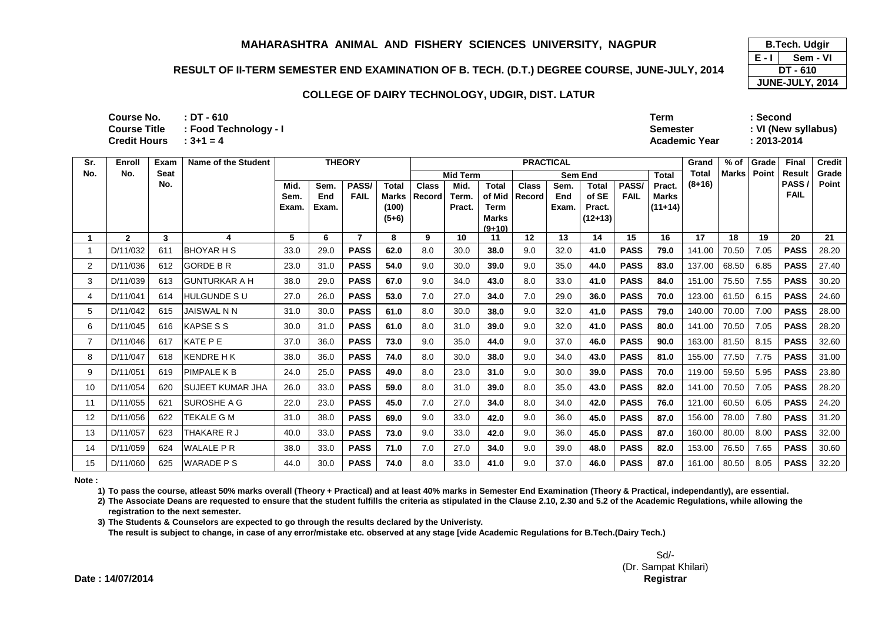# MAHARASHTRA ANIMAL AND FISHERY SCIENCES UNIVERSITY, NAGPUR

## RESULT OF II-TERM SEMESTER END EXAMINATION OF B. TECH. (D.T.) DEGREE COURSE, JUNE-JULY, 2014

### COLLEGE OF DAIRY TECHNOLOGY, UDGIR, DIST. LATUR

| B.Tech. Udgir | |
|---|---|
| E - I | Sem - VI |
| DT - 610 | |
| JUNE-JULY, 2014 | |

**Course No.** : DT - 610
**Course Title** : Food Technology - I
**Credit Hours** : 3+1 = 4

**Term** : Second
**Semester** : VI (New syllabus)
**Academic Year** : 2013-2014

| Sr. No. | Enroll No. | Exam Seat No. | Name of the Student | THEORY | | | | PRACTICAL | | | | | | | | Grand Total (8+16) | % of Marks | Grade Point | Final Result PASS / FAIL | Credit Grade Point |
|---|---|---|---|---|---|---|---|---|---|---|---|---|---|---|---|---|---|---|---|---|
| | | | | | | | | Mid Term | | | Sem End | | | | Total | | | | | |
| | | | | Mid. Sem. Exam. | Sem. End Exam. | PASS/ FAIL | Total Marks (100) (5+6) | Class Record | Mid. Term. Pract. | Total of Mid Term Marks (9+10) | Class Record | Sem. End Exam. | Total of SE Pract. (12+13) | PASS/ FAIL | Pract. Marks (11+14) | | | | | |
| 1 | 2 | 3 | 4 | 5 | 6 | 7 | 8 | 9 | 10 | 11 | 12 | 13 | 14 | 15 | 16 | 17 | 18 | 19 | 20 | 21 |
| 1 | D/11/032 | 611 | BHOYAR H S | 33.0 | 29.0 | **PASS** | **62.0** | 8.0 | 30.0 | **38.0** | 9.0 | 32.0 | **41.0** | **PASS** | **79.0** | 141.00 | 70.50 | 7.05 | **PASS** | 28.20 |
| 2 | D/11/036 | 612 | GORDE B R | 23.0 | 31.0 | **PASS** | **54.0** | 9.0 | 30.0 | **39.0** | 9.0 | 35.0 | **44.0** | **PASS** | **83.0** | 137.00 | 68.50 | 6.85 | **PASS** | 27.40 |
| 3 | D/11/039 | 613 | GUNTURKAR A H | 38.0 | 29.0 | **PASS** | **67.0** | 9.0 | 34.0 | **43.0** | 8.0 | 33.0 | **41.0** | **PASS** | **84.0** | 151.00 | 75.50 | 7.55 | **PASS** | 30.20 |
| 4 | D/11/041 | 614 | HULGUNDE S U | 27.0 | 26.0 | **PASS** | **53.0** | 7.0 | 27.0 | **34.0** | 7.0 | 29.0 | **36.0** | **PASS** | **70.0** | 123.00 | 61.50 | 6.15 | **PASS** | 24.60 |
| 5 | D/11/042 | 615 | JAISWAL N N | 31.0 | 30.0 | **PASS** | **61.0** | 8.0 | 30.0 | **38.0** | 9.0 | 32.0 | **41.0** | **PASS** | **79.0** | 140.00 | 70.00 | 7.00 | **PASS** | 28.00 |
| 6 | D/11/045 | 616 | KAPSE S S | 30.0 | 31.0 | **PASS** | **61.0** | 8.0 | 31.0 | **39.0** | 9.0 | 32.0 | **41.0** | **PASS** | **80.0** | 141.00 | 70.50 | 7.05 | **PASS** | 28.20 |
| 7 | D/11/046 | 617 | KATE P E | 37.0 | 36.0 | **PASS** | **73.0** | 9.0 | 35.0 | **44.0** | 9.0 | 37.0 | **46.0** | **PASS** | **90.0** | 163.00 | 81.50 | 8.15 | **PASS** | 32.60 |
| 8 | D/11/047 | 618 | KENDRE H K | 38.0 | 36.0 | **PASS** | **74.0** | 8.0 | 30.0 | **38.0** | 9.0 | 34.0 | **43.0** | **PASS** | **81.0** | 155.00 | 77.50 | 7.75 | **PASS** | 31.00 |
| 9 | D/11/051 | 619 | PIMPALE K B | 24.0 | 25.0 | **PASS** | **49.0** | 8.0 | 23.0 | **31.0** | 9.0 | 30.0 | **39.0** | **PASS** | **70.0** | 119.00 | 59.50 | 5.95 | **PASS** | 23.80 |
| 10 | D/11/054 | 620 | SUJEET KUMAR JHA | 26.0 | 33.0 | **PASS** | **59.0** | 8.0 | 31.0 | **39.0** | 8.0 | 35.0 | **43.0** | **PASS** | **82.0** | 141.00 | 70.50 | 7.05 | **PASS** | 28.20 |
| 11 | D/11/055 | 621 | SUROSHE A G | 22.0 | 23.0 | **PASS** | **45.0** | 7.0 | 27.0 | **34.0** | 8.0 | 34.0 | **42.0** | **PASS** | **76.0** | 121.00 | 60.50 | 6.05 | **PASS** | 24.20 |
| 12 | D/11/056 | 622 | TEKALE G M | 31.0 | 38.0 | **PASS** | **69.0** | 9.0 | 33.0 | **42.0** | 9.0 | 36.0 | **45.0** | **PASS** | **87.0** | 156.00 | 78.00 | 7.80 | **PASS** | 31.20 |
| 13 | D/11/057 | 623 | THAKARE R J | 40.0 | 33.0 | **PASS** | **73.0** | 9.0 | 33.0 | **42.0** | 9.0 | 36.0 | **45.0** | **PASS** | **87.0** | 160.00 | 80.00 | 8.00 | **PASS** | 32.00 |
| 14 | D/11/059 | 624 | WALALE P R | 38.0 | 33.0 | **PASS** | **71.0** | 7.0 | 27.0 | **34.0** | 9.0 | 39.0 | **48.0** | **PASS** | **82.0** | 153.00 | 76.50 | 7.65 | **PASS** | 30.60 |
| 15 | D/11/060 | 625 | WARADE P S | 44.0 | 30.0 | **PASS** | **74.0** | 8.0 | 33.0 | **41.0** | 9.0 | 37.0 | **46.0** | **PASS** | **87.0** | 161.00 | 80.50 | 8.05 | **PASS** | 32.20 |

**Note :**

**1) To pass the course, atleast 50% marks overall (Theory + Practical) and at least 40% marks in Semester End Examination (Theory & Practical, independantly), are essential.**

**2) The Associate Deans are requested to ensure that the student fulfills the criteria as stipulated in the Clause 2.10, 2.30 and 5.2 of the Academic Regulations, while allowing the registration to the next semester.**

**3) The Students & Counselors are expected to go through the results declared by the Univeristy.**

**The result is subject to change, in case of any error/mistake etc. observed at any stage [vide Academic Regulations for B.Tech.(Dairy Tech.)**

Sd/-
(Dr. Sampat Khilari)
**Registrar**

**Date : 14/07/2014**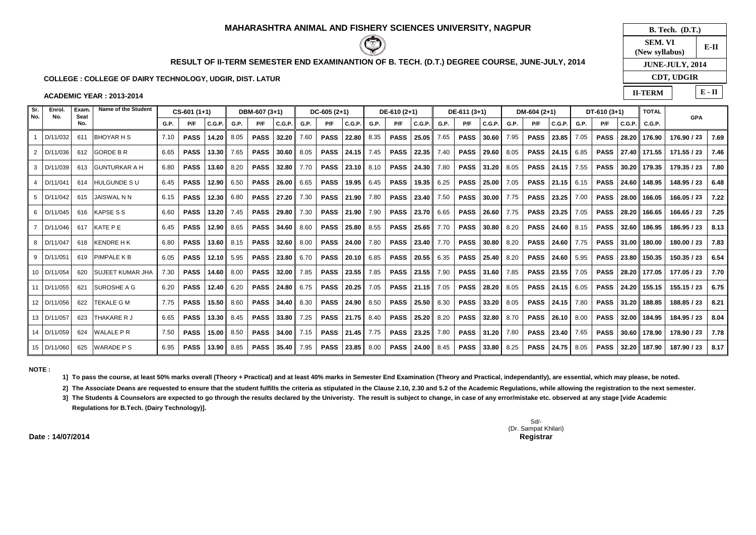# MAHARASHTRA ANIMAL AND FISHERY SCIENCES UNIVERSITY, NAGPUR

| B. Tech. (D.T.) | |
|---|---|
| SEM. VI (New syllabus) | E-II |
| JUNE-JULY, 2014 | |
| CDT, UDGIR | |
| II-TERM | E - II |

## RESULT OF II-TERM SEMESTER END EXAMINANTION OF B. TECH. (D.T.) DEGREE COURSE, JUNE-JULY, 2014

**COLLEGE : COLLEGE OF DAIRY TECHNOLOGY, UDGIR, DIST. LATUR**

**ACADEMIC YEAR : 2013-2014**

| Sr. No. | Enrol. No. | Exam. Seat No. | Name of the Student | CS-601 (1+1) | | | DBM-607 (3+1) | | | DC-605 (2+1) | | | DE-610 (2+1) | | | DE-611 (3+1) | | | DM-604 (2+1) | | | DT-610 (3+1) | | | TOTAL | GPA | |
|---|---|---|---|---|---|---|---|---|---|---|---|---|---|---|---|---|---|---|---|---|---|---|---|---|---|---|---|
| | | | | G.P. | P/F | C.G.P. | G.P. | P/F | C.G.P. | G.P. | P/F | C.G.P. | G.P. | P/F | C.G.P. | G.P. | P/F | C.G.P. | G.P. | P/F | C.G.P. | G.P. | P/F | C.G.P. | C.G.P. | | |
| 1 | D/11/032 | 611 | BHOYAR H S | 7.10 | PASS | 14.20 | 8.05 | PASS | 32.20 | 7.60 | PASS | 22.80 | 8.35 | PASS | 25.05 | 7.65 | PASS | 30.60 | 7.95 | PASS | 23.85 | 7.05 | PASS | 28.20 | 176.90 | 176.90 / 23 | 7.69 |
| 2 | D/11/036 | 612 | GORDE B R | 6.65 | PASS | 13.30 | 7.65 | PASS | 30.60 | 8.05 | PASS | 24.15 | 7.45 | PASS | 22.35 | 7.40 | PASS | 29.60 | 8.05 | PASS | 24.15 | 6.85 | PASS | 27.40 | 171.55 | 171.55 / 23 | 7.46 |
| 3 | D/11/039 | 613 | GUNTURKAR A H | 6.80 | PASS | 13.60 | 8.20 | PASS | 32.80 | 7.70 | PASS | 23.10 | 8.10 | PASS | 24.30 | 7.80 | PASS | 31.20 | 8.05 | PASS | 24.15 | 7.55 | PASS | 30.20 | 179.35 | 179.35 / 23 | 7.80 |
| 4 | D/11/041 | 614 | HULGUNDE S U | 6.45 | PASS | 12.90 | 6.50 | PASS | 26.00 | 6.65 | PASS | 19.95 | 6.45 | PASS | 19.35 | 6.25 | PASS | 25.00 | 7.05 | PASS | 21.15 | 6.15 | PASS | 24.60 | 148.95 | 148.95 / 23 | 6.48 |
| 5 | D/11/042 | 615 | JAISWAL N N | 6.15 | PASS | 12.30 | 6.80 | PASS | 27.20 | 7.30 | PASS | 21.90 | 7.80 | PASS | 23.40 | 7.50 | PASS | 30.00 | 7.75 | PASS | 23.25 | 7.00 | PASS | 28.00 | 166.05 | 166.05 / 23 | 7.22 |
| 6 | D/11/045 | 616 | KAPSE S S | 6.60 | PASS | 13.20 | 7.45 | PASS | 29.80 | 7.30 | PASS | 21.90 | 7.90 | PASS | 23.70 | 6.65 | PASS | 26.60 | 7.75 | PASS | 23.25 | 7.05 | PASS | 28.20 | 166.65 | 166.65 / 23 | 7.25 |
| 7 | D/11/046 | 617 | KATE P E | 6.45 | PASS | 12.90 | 8.65 | PASS | 34.60 | 8.60 | PASS | 25.80 | 8.55 | PASS | 25.65 | 7.70 | PASS | 30.80 | 8.20 | PASS | 24.60 | 8.15 | PASS | 32.60 | 186.95 | 186.95 / 23 | 8.13 |
| 8 | D/11/047 | 618 | KENDRE H K | 6.80 | PASS | 13.60 | 8.15 | PASS | 32.60 | 8.00 | PASS | 24.00 | 7.80 | PASS | 23.40 | 7.70 | PASS | 30.80 | 8.20 | PASS | 24.60 | 7.75 | PASS | 31.00 | 180.00 | 180.00 / 23 | 7.83 |
| 9 | D/11/051 | 619 | PIMPALE K B | 6.05 | PASS | 12.10 | 5.95 | PASS | 23.80 | 6.70 | PASS | 20.10 | 6.85 | PASS | 20.55 | 6.35 | PASS | 25.40 | 8.20 | PASS | 24.60 | 5.95 | PASS | 23.80 | 150.35 | 150.35 / 23 | 6.54 |
| 10 | D/11/054 | 620 | SUJEET KUMAR JHA | 7.30 | PASS | 14.60 | 8.00 | PASS | 32.00 | 7.85 | PASS | 23.55 | 7.85 | PASS | 23.55 | 7.90 | PASS | 31.60 | 7.85 | PASS | 23.55 | 7.05 | PASS | 28.20 | 177.05 | 177.05 / 23 | 7.70 |
| 11 | D/11/055 | 621 | SUROSHE A G | 6.20 | PASS | 12.40 | 6.20 | PASS | 24.80 | 6.75 | PASS | 20.25 | 7.05 | PASS | 21.15 | 7.05 | PASS | 28.20 | 8.05 | PASS | 24.15 | 6.05 | PASS | 24.20 | 155.15 | 155.15 / 23 | 6.75 |
| 12 | D/11/056 | 622 | TEKALE G M | 7.75 | PASS | 15.50 | 8.60 | PASS | 34.40 | 8.30 | PASS | 24.90 | 8.50 | PASS | 25.50 | 8.30 | PASS | 33.20 | 8.05 | PASS | 24.15 | 7.80 | PASS | 31.20 | 188.85 | 188.85 / 23 | 8.21 |
| 13 | D/11/057 | 623 | THAKARE R J | 6.65 | PASS | 13.30 | 8.45 | PASS | 33.80 | 7.25 | PASS | 21.75 | 8.40 | PASS | 25.20 | 8.20 | PASS | 32.80 | 8.70 | PASS | 26.10 | 8.00 | PASS | 32.00 | 184.95 | 184.95 / 23 | 8.04 |
| 14 | D/11/059 | 624 | WALALE P R | 7.50 | PASS | 15.00 | 8.50 | PASS | 34.00 | 7.15 | PASS | 21.45 | 7.75 | PASS | 23.25 | 7.80 | PASS | 31.20 | 7.80 | PASS | 23.40 | 7.65 | PASS | 30.60 | 178.90 | 178.90 / 23 | 7.78 |
| 15 | D/11/060 | 625 | WARADE P S | 6.95 | PASS | 13.90 | 8.85 | PASS | 35.40 | 7.95 | PASS | 23.85 | 8.00 | PASS | 24.00 | 8.45 | PASS | 33.80 | 8.25 | PASS | 24.75 | 8.05 | PASS | 32.20 | 187.90 | 187.90 / 23 | 8.17 |

**NOTE :**

**1] To pass the course, at least 50% marks overall (Theory + Practical) and at least 40% marks in Semester End Examination (Theory and Practical, independantly), are essential, which may please, be noted.**

**2] The Associate Deans are requested to ensure that the student fulfills the criteria as stipulated in the Clause 2.10, 2.30 and 5.2 of the Academic Regulations, while allowing the registration to the next semester.**

**3] The Students & Counselors are expected to go through the results declared by the Univeristy. The result is subject to change, in case of any error/mistake etc. observed at any stage [vide Academic Regulations for B.Tech. (Dairy Technology)].**

Sd/-
(Dr. Sampat Khilari)
**Registrar**

**Date : 14/07/2014**